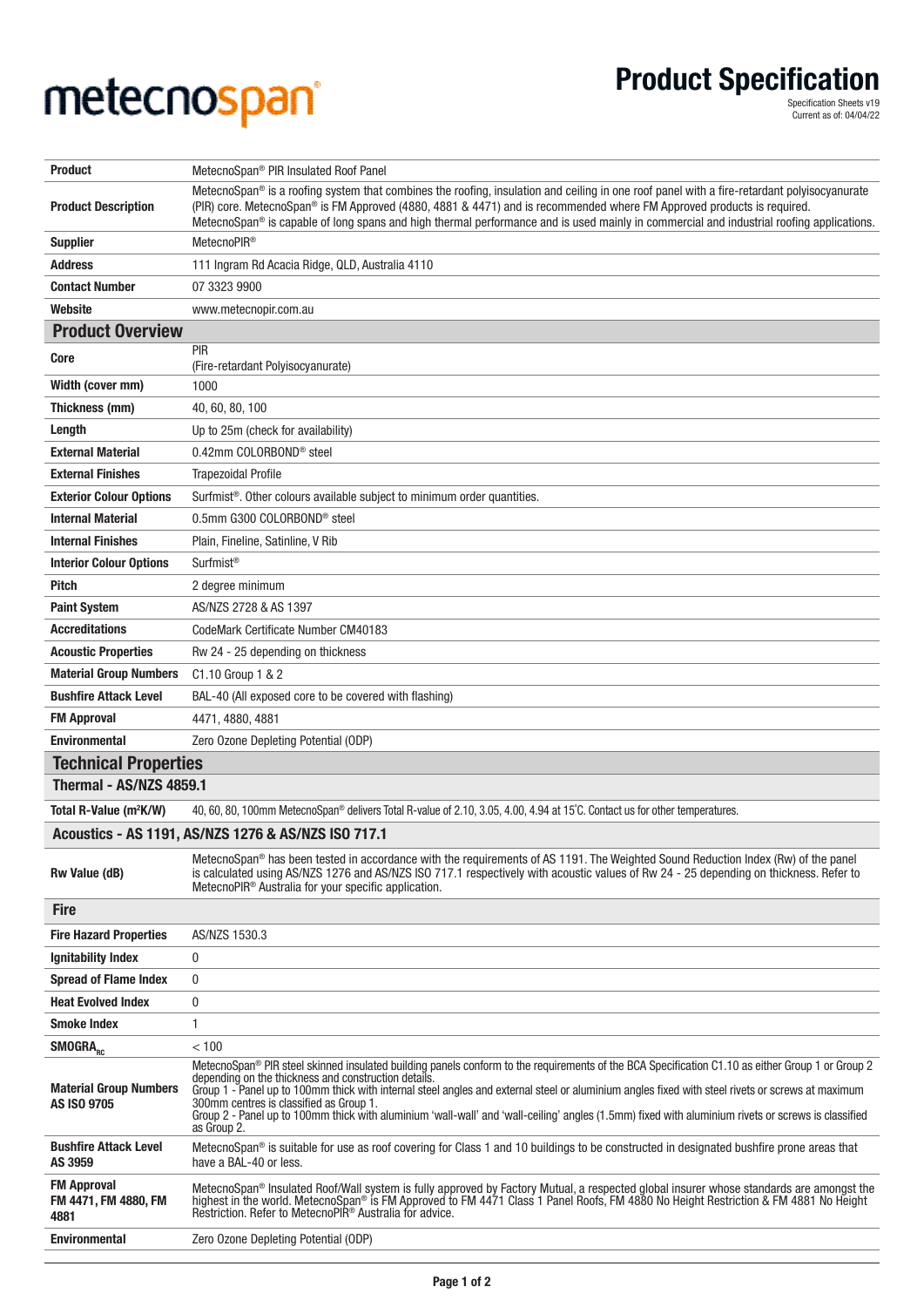metecnospan®

# Product Specification

Specification Sheets v19
Current as of: 04/04/22

| | |
|---|---|
| **Product** | MetecnoSpan® PIR Insulated Roof Panel |
| **Product Description** | MetecnoSpan® is a roofing system that combines the roofing, insulation and ceiling in one roof panel with a fire-retardant polyisocyanurate (PIR) core. MetecnoSpan® is FM Approved (4880, 4881 & 4471) and is recommended where FM Approved products is required. MetecnoSpan® is capable of long spans and high thermal performance and is used mainly in commercial and industrial roofing applications. |
| **Supplier** | MetecnoPIR® |
| **Address** | 111 Ingram Rd Acacia Ridge, QLD, Australia 4110 |
| **Contact Number** | 07 3323 9900 |
| **Website** | www.metecnopir.com.au |

## Product Overview

| | |
|---|---|
| **Core** | PIR (Fire-retardant Polyisocyanurate) |
| **Width (cover mm)** | 1000 |
| **Thickness (mm)** | 40, 60, 80, 100 |
| **Length** | Up to 25m (check for availability) |
| **External Material** | 0.42mm COLORBOND® steel |
| **External Finishes** | Trapezoidal Profile |
| **Exterior Colour Options** | Surfmist®. Other colours available subject to minimum order quantities. |
| **Internal Material** | 0.5mm G300 COLORBOND® steel |
| **Internal Finishes** | Plain, Fineline, Satinline, V Rib |
| **Interior Colour Options** | Surfmist® |
| **Pitch** | 2 degree minimum |
| **Paint System** | AS/NZS 2728 & AS 1397 |
| **Accreditations** | CodeMark Certificate Number CM40183 |
| **Acoustic Properties** | Rw 24 - 25 depending on thickness |
| **Material Group Numbers** | C1.10 Group 1 & 2 |
| **Bushfire Attack Level** | BAL-40 (All exposed core to be covered with flashing) |
| **FM Approval** | 4471, 4880, 4881 |
| **Environmental** | Zero Ozone Depleting Potential (ODP) |

## Technical Properties

### Thermal - AS/NZS 4859.1

| | |
|---|---|
| **Total R-Value (m²K/W)** | 40, 60, 80, 100mm MetecnoSpan® delivers Total R-value of 2.10, 3.05, 4.00, 4.94 at 15˚C. Contact us for other temperatures. |

### Acoustics - AS 1191, AS/NZS 1276 & AS/NZS ISO 717.1

| | |
|---|---|
| **Rw Value (dB)** | MetecnoSpan® has been tested in accordance with the requirements of AS 1191. The Weighted Sound Reduction Index (Rw) of the panel is calculated using AS/NZS 1276 and AS/NZS ISO 717.1 respectively with acoustic values of Rw 24 - 25 depending on thickness. Refer to MetecnoPIR® Australia for your specific application. |

### Fire

| | |
|---|---|
| **Fire Hazard Properties** | AS/NZS 1530.3 |
| **Ignitability Index** | 0 |
| **Spread of Flame Index** | 0 |
| **Heat Evolved Index** | 0 |
| **Smoke Index** | 1 |
| **$SMOGRA_{RC}$** | < 100 |
| **Material Group Numbers AS ISO 9705** | MetecnoSpan® PIR steel skinned insulated building panels conform to the requirements of the BCA Specification C1.10 as either Group 1 or Group 2 depending on the thickness and construction details. Group 1 - Panel up to 100mm thick with internal steel angles and external steel or aluminium angles fixed with steel rivets or screws at maximum 300mm centres is classified as Group 1. Group 2 - Panel up to 100mm thick with aluminium 'wall-wall' and 'wall-ceiling' angles (1.5mm) fixed with aluminium rivets or screws is classified as Group 2. |
| **Bushfire Attack Level AS 3959** | MetecnoSpan® is suitable for use as roof covering for Class 1 and 10 buildings to be constructed in designated bushfire prone areas that have a BAL-40 or less. |
| **FM Approval FM 4471, FM 4880, FM 4881** | MetecnoSpan® Insulated Roof/Wall system is fully approved by Factory Mutual, a respected global insurer whose standards are amongst the highest in the world. MetecnoSpan® is FM Approved to FM 4471 Class 1 Panel Roofs, FM 4880 No Height Restriction & FM 4881 No Height Restriction. Refer to MetecnoPIR® Australia for advice. |
| **Environmental** | Zero Ozone Depleting Potential (ODP) |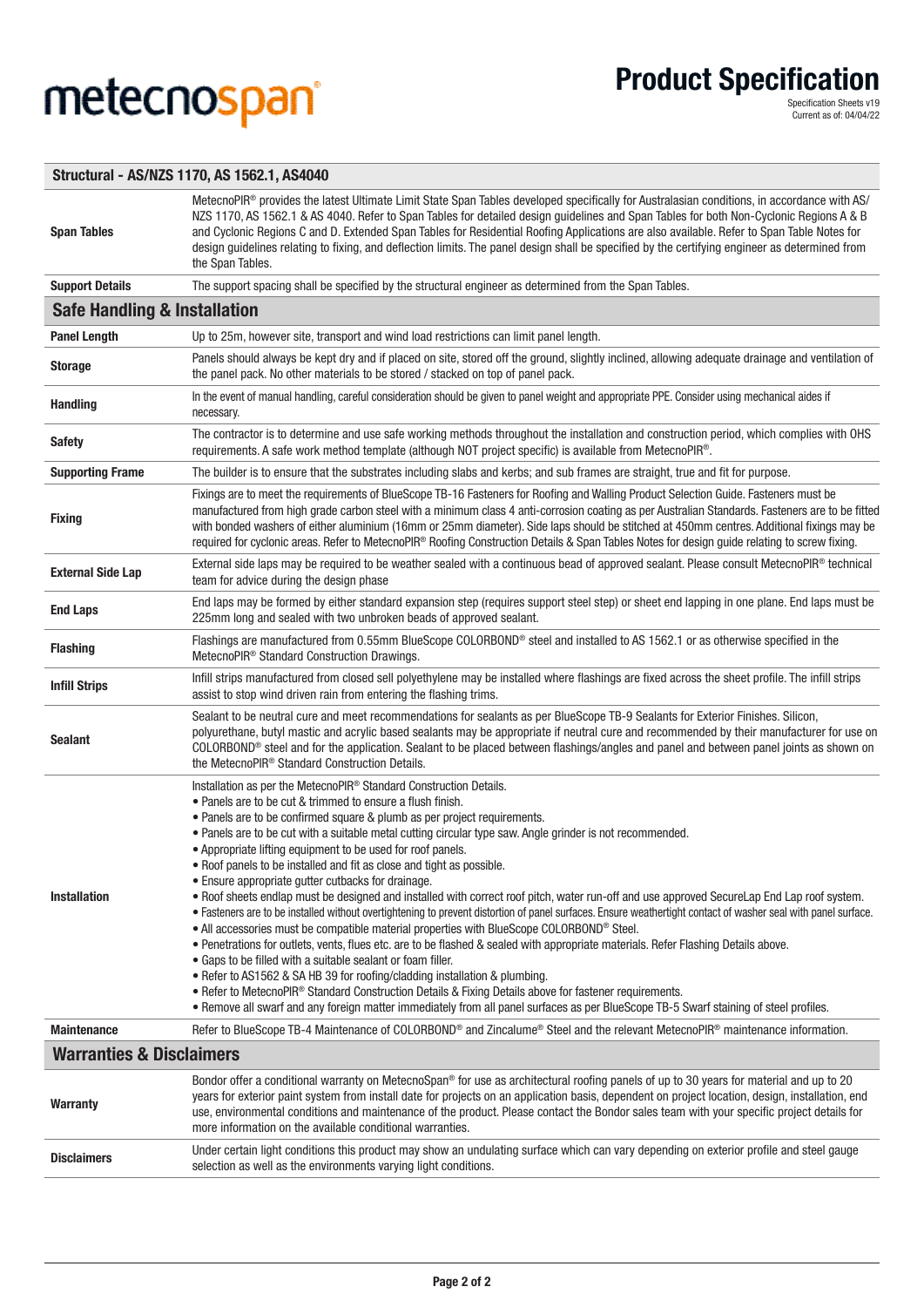# Product Specification

Specification Sheets v19
Current as of: 04/04/22

| Structural - AS/NZS 1170, AS 1562.1, AS4040 | |
|---|---|
| **Span Tables** | MetecnoPIR® provides the latest Ultimate Limit State Span Tables developed specifically for Australasian conditions, in accordance with AS/NZS 1170, AS 1562.1 & AS 4040. Refer to Span Tables for detailed design guidelines and Span Tables for both Non-Cyclonic Regions A & B and Cyclonic Regions C and D. Extended Span Tables for Residential Roofing Applications are also available. Refer to Span Table Notes for design guidelines relating to fixing, and deflection limits. The panel design shall be specified by the certifying engineer as determined from the Span Tables. |
| **Support Details** | The support spacing shall be specified by the structural engineer as determined from the Span Tables. |

## Safe Handling & Installation

| | |
|---|---|
| **Panel Length** | Up to 25m, however site, transport and wind load restrictions can limit panel length. |
| **Storage** | Panels should always be kept dry and if placed on site, stored off the ground, slightly inclined, allowing adequate drainage and ventilation of the panel pack. No other materials to be stored / stacked on top of panel pack. |
| **Handling** | In the event of manual handling, careful consideration should be given to panel weight and appropriate PPE. Consider using mechanical aides if necessary. |
| **Safety** | The contractor is to determine and use safe working methods throughout the installation and construction period, which complies with OHS requirements. A safe work method template (although NOT project specific) is available from MetecnoPIR®. |
| **Supporting Frame** | The builder is to ensure that the substrates including slabs and kerbs; and sub frames are straight, true and fit for purpose. |
| **Fixing** | Fixings are to meet the requirements of BlueScope TB-16 Fasteners for Roofing and Walling Product Selection Guide. Fasteners must be manufactured from high grade carbon steel with a minimum class 4 anti-corrosion coating as per Australian Standards. Fasteners are to be fitted with bonded washers of either aluminium (16mm or 25mm diameter). Side laps should be stitched at 450mm centres. Additional fixings may be required for cyclonic areas. Refer to MetecnoPIR® Roofing Construction Details & Span Tables Notes for design guide relating to screw fixing. |
| **External Side Lap** | External side laps may be required to be weather sealed with a continuous bead of approved sealant. Please consult MetecnoPIR® technical team for advice during the design phase |
| **End Laps** | End laps may be formed by either standard expansion step (requires support steel step) or sheet end lapping in one plane. End laps must be 225mm long and sealed with two unbroken beads of approved sealant. |
| **Flashing** | Flashings are manufactured from 0.55mm BlueScope COLORBOND® steel and installed to AS 1562.1 or as otherwise specified in the MetecnoPIR® Standard Construction Drawings. |
| **Infill Strips** | Infill strips manufactured from closed sell polyethylene may be installed where flashings are fixed across the sheet profile. The infill strips assist to stop wind driven rain from entering the flashing trims. |
| **Sealant** | Sealant to be neutral cure and meet recommendations for sealants as per BlueScope TB-9 Sealants for Exterior Finishes. Silicon, polyurethane, butyl mastic and acrylic based sealants may be appropriate if neutral cure and recommended by their manufacturer for use on COLORBOND® steel and for the application. Sealant to be placed between flashings/angles and panel and between panel joints as shown on the MetecnoPIR® Standard Construction Details. |
| **Installation** | Installation as per the MetecnoPIR® Standard Construction Details.<br>• Panels are to be cut & trimmed to ensure a flush finish.<br>• Panels are to be confirmed square & plumb as per project requirements.<br>• Panels are to be cut with a suitable metal cutting circular type saw. Angle grinder is not recommended.<br>• Appropriate lifting equipment to be used for roof panels.<br>• Roof panels to be installed and fit as close and tight as possible.<br>• Ensure appropriate gutter cutbacks for drainage.<br>• Roof sheets endlap must be designed and installed with correct roof pitch, water run-off and use approved SecureLap End Lap roof system.<br>• Fasteners are to be installed without overtightening to prevent distortion of panel surfaces. Ensure weathertight contact of washer seal with panel surface.<br>• All accessories must be compatible material properties with BlueScope COLORBOND® Steel.<br>• Penetrations for outlets, vents, flues etc. are to be flashed & sealed with appropriate materials. Refer Flashing Details above.<br>• Gaps to be filled with a suitable sealant or foam filler.<br>• Refer to AS1562 & SA HB 39 for roofing/cladding installation & plumbing.<br>• Refer to MetecnoPIR® Standard Construction Details & Fixing Details above for fastener requirements.<br>• Remove all swarf and any foreign matter immediately from all panel surfaces as per BlueScope TB-5 Swarf staining of steel profiles. |
| **Maintenance** | Refer to BlueScope TB-4 Maintenance of COLORBOND® and Zincalume® Steel and the relevant MetecnoPIR® maintenance information. |

## Warranties & Disclaimers

| | |
|---|---|
| **Warranty** | Bondor offer a conditional warranty on MetecnoSpan® for use as architectural roofing panels of up to 30 years for material and up to 20 years for exterior paint system from install date for projects on an application basis, dependent on project location, design, installation, end use, environmental conditions and maintenance of the product. Please contact the Bondor sales team with your specific project details for more information on the available conditional warranties. |
| **Disclaimers** | Under certain light conditions this product may show an undulating surface which can vary depending on exterior profile and steel gauge selection as well as the environments varying light conditions. |